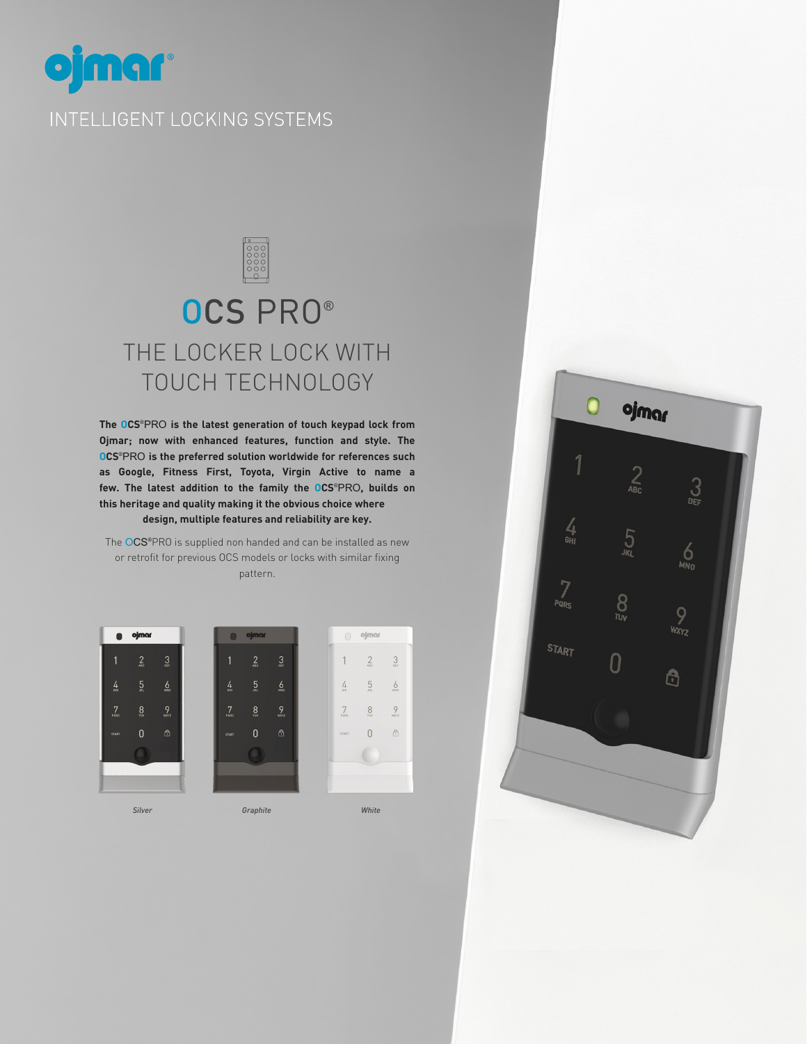ojmar®

INTELLIGENT LOCKING SYSTEMS

# OCS PRO®

## THE LOCKER LOCK WITH TOUCH TECHNOLOGY

**The OCS®PRO is the latest generation of touch keypad lock from Ojmar; now with enhanced features, function and style. The OCS®PRO is the preferred solution worldwide for references such as Google, Fitness First, Toyota, Virgin Active to name a few. The latest addition to the family the OCS®PRO, builds on this heritage and quality making it the obvious choice where design, multiple features and reliability are key.**

The OCS®PRO is supplied non handed and can be installed as new or retrofit for previous OCS models or locks with similar fixing pattern.

*Silver*

*Graphite*

*White*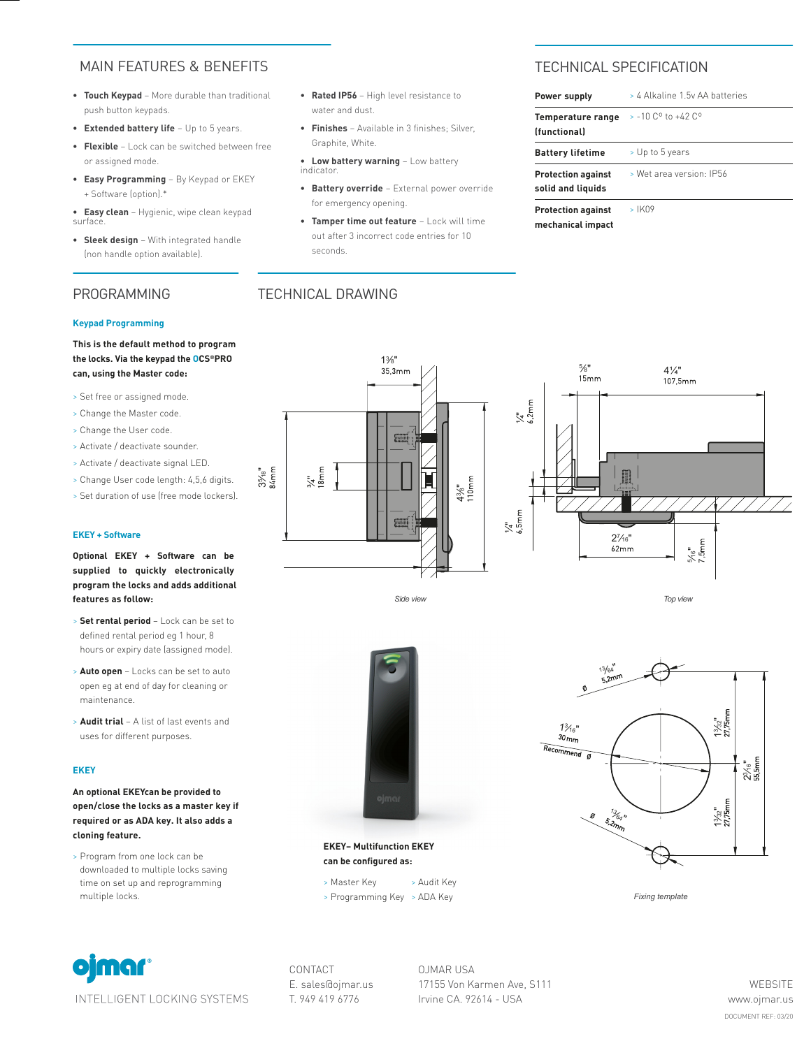## MAIN FEATURES & BENEFITS

- **Touch Keypad** – More durable than traditional push button keypads.
- **Extended battery life** – Up to 5 years.
- **Flexible** – Lock can be switched between free or assigned mode.
- **Easy Programming** – By Keypad or EKEY + Software (option).*
- **Easy clean** – Hygienic, wipe clean keypad surface.
- **Sleek design** – With integrated handle (non handle option available).
- **Rated IP56** – High level resistance to water and dust.
- **Finishes** – Available in 3 finishes; Silver, Graphite, White.
- **Low battery warning** – Low battery indicator.
- **Battery override** – External power override for emergency opening.
- **Tamper time out feature** – Lock will time out after 3 incorrect code entries for 10 seconds.

## TECHNICAL SPECIFICATION

| | |
|---|---|
| **Power supply** | > 4 Alkaline 1.5v AA batteries |
| **Temperature range (functional)** | > -10 C° to +42 C° |
| **Battery lifetime** | > Up to 5 years |
| **Protection against solid and liquids** | > Wet area version: IP56 |
| **Protection against mechanical impact** | > IK09 |

## PROGRAMMING

### Keypad Programming

**This is the default method to program the locks. Via the keypad the OCS®PRO can, using the Master code:**

- Set free or assigned mode.
- Change the Master code.
- Change the User code.
- Activate / deactivate sounder.
- Activate / deactivate signal LED.
- Change User code length: 4,5,6 digits.
- Set duration of use (free mode lockers).

### EKEY + Software

**Optional EKEY + Software can be supplied to quickly electronically program the locks and adds additional features as follow:**

- **Set rental period** – Lock can be set to defined rental period eg 1 hour, 8 hours or expiry date (assigned mode).
- **Auto open** – Locks can be set to auto open eg at end of day for cleaning or maintenance.
- **Audit trial** – A list of last events and uses for different purposes.

### EKEY

**An optional EKEYcan be provided to open/close the locks as a master key if required or as ADA key. It also adds a cloning feature.**

- Program from one lock can be downloaded to multiple locks saving time on set up and reprogramming multiple locks.

## TECHNICAL DRAWING

1⅜" 35,3mm
3⁵⁄₁₆" 84mm
¾" 18mm
4⅜" 110mm

*Side view*

⅝" 15mm
4¼" 107,5mm
¼" 6,2mm
¼" 6,5mm
2⁷⁄₁₆" 62mm
⁵⁄₁₆" 7,5mm

*Top view*

**EKEY– Multifunction EKEY can be configured as:**

- Master Key
- Programming Key
- Audit Key
- ADA Key

Ø ¹³⁄₆₄" 5,2mm
1³⁄₁₆" 30 mm Recommend Ø
Ø ¹³⁄₆₄" 5,2mm
1³⁄₃₂" 27,75mm
2³⁄₁₆" 55,5mm
1³⁄₃₂" 27,75mm

*Fixing template*

INTELLIGENT LOCKING SYSTEMS

CONTACT
E. sales@ojmar.us
T. 949 419 6776

OJMAR USA
17155 Von Karmen Ave, S111
Irvine CA. 92614 - USA

WEBSITE
www.ojmar.us

DOCUMENT REF: 03/20